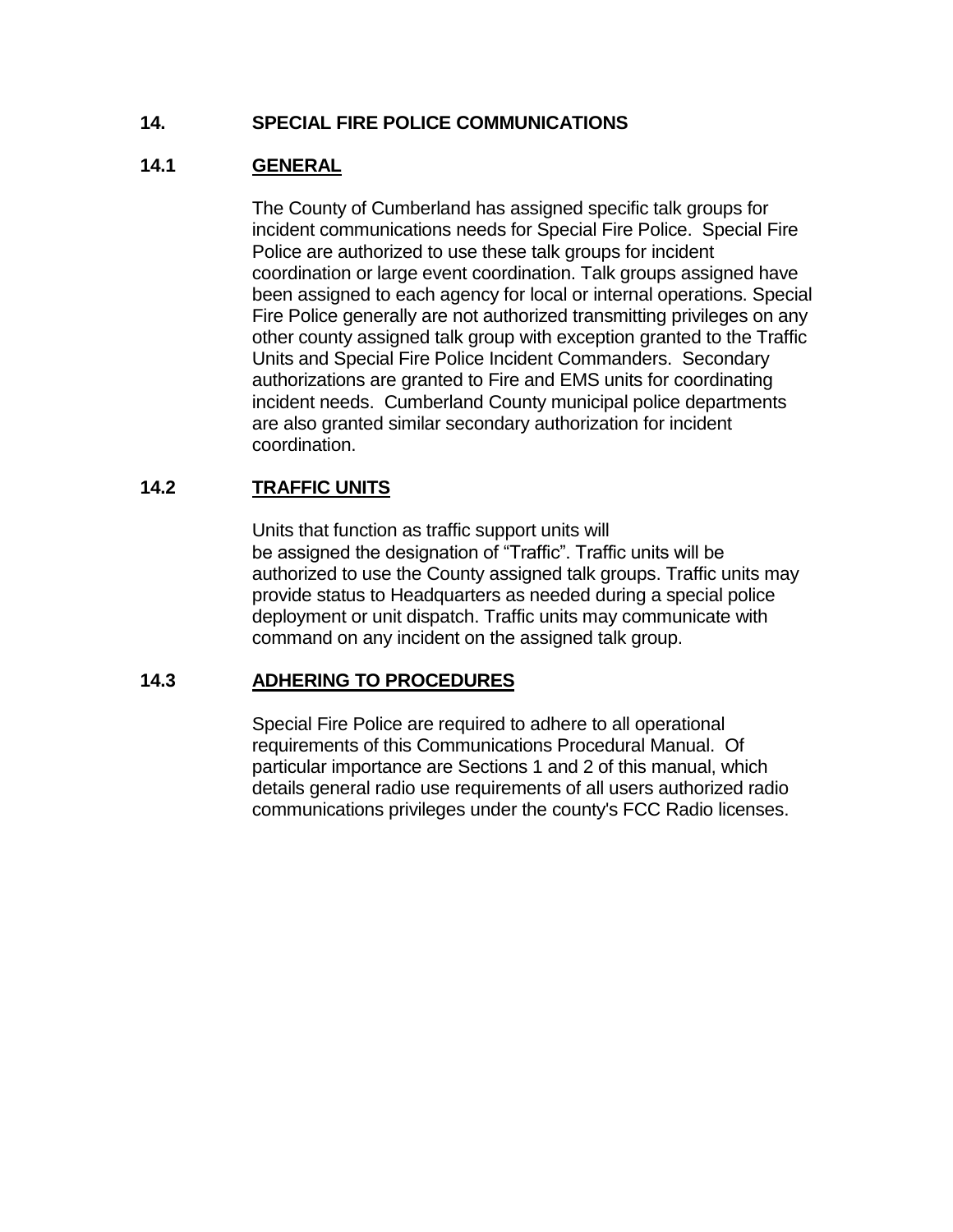# 14. SPECIAL FIRE POLICE COMMUNICATIONS

## 14.1 GENERAL

The County of Cumberland has assigned specific talk groups for incident communications needs for Special Fire Police. Special Fire Police are authorized to use these talk groups for incident coordination or large event coordination. Talk groups assigned have been assigned to each agency for local or internal operations. Special Fire Police generally are not authorized transmitting privileges on any other county assigned talk group with exception granted to the Traffic Units and Special Fire Police Incident Commanders. Secondary authorizations are granted to Fire and EMS units for coordinating incident needs. Cumberland County municipal police departments are also granted similar secondary authorization for incident coordination.

## 14.2 TRAFFIC UNITS

Units that function as traffic support units will be assigned the designation of "Traffic". Traffic units will be authorized to use the County assigned talk groups. Traffic units may provide status to Headquarters as needed during a special police deployment or unit dispatch. Traffic units may communicate with command on any incident on the assigned talk group.

## 14.3 ADHERING TO PROCEDURES

Special Fire Police are required to adhere to all operational requirements of this Communications Procedural Manual. Of particular importance are Sections 1 and 2 of this manual, which details general radio use requirements of all users authorized radio communications privileges under the county's FCC Radio licenses.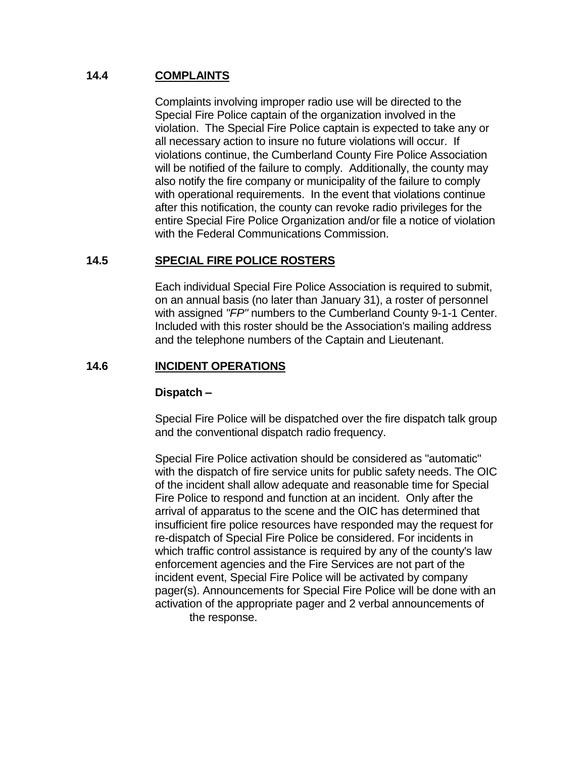## 14.4 COMPLAINTS

Complaints involving improper radio use will be directed to the Special Fire Police captain of the organization involved in the violation. The Special Fire Police captain is expected to take any or all necessary action to insure no future violations will occur. If violations continue, the Cumberland County Fire Police Association will be notified of the failure to comply. Additionally, the county may also notify the fire company or municipality of the failure to comply with operational requirements. In the event that violations continue after this notification, the county can revoke radio privileges for the entire Special Fire Police Organization and/or file a notice of violation with the Federal Communications Commission.

## 14.5 SPECIAL FIRE POLICE ROSTERS

Each individual Special Fire Police Association is required to submit, on an annual basis (no later than January 31), a roster of personnel with assigned *"FP"* numbers to the Cumberland County 9-1-1 Center. Included with this roster should be the Association's mailing address and the telephone numbers of the Captain and Lieutenant.

## 14.6 INCIDENT OPERATIONS

**Dispatch –**

Special Fire Police will be dispatched over the fire dispatch talk group and the conventional dispatch radio frequency.

Special Fire Police activation should be considered as "automatic" with the dispatch of fire service units for public safety needs. The OIC of the incident shall allow adequate and reasonable time for Special Fire Police to respond and function at an incident. Only after the arrival of apparatus to the scene and the OIC has determined that insufficient fire police resources have responded may the request for re-dispatch of Special Fire Police be considered. For incidents in which traffic control assistance is required by any of the county's law enforcement agencies and the Fire Services are not part of the incident event, Special Fire Police will be activated by company pager(s). Announcements for Special Fire Police will be done with an activation of the appropriate pager and 2 verbal announcements of the response.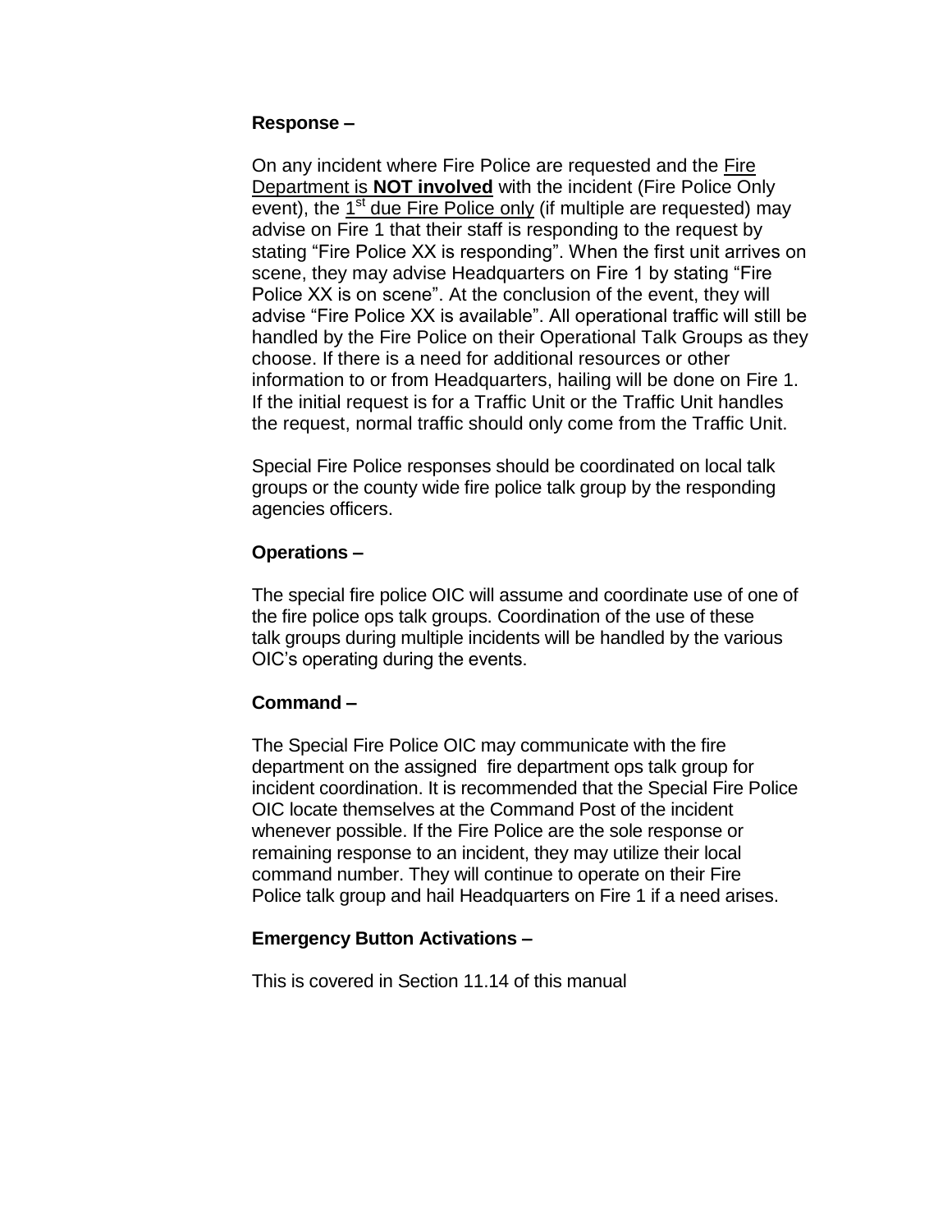**Response –**

On any incident where Fire Police are requested and the Fire Department is **NOT involved** with the incident (Fire Police Only event), the 1st due Fire Police only (if multiple are requested) may advise on Fire 1 that their staff is responding to the request by stating "Fire Police XX is responding". When the first unit arrives on scene, they may advise Headquarters on Fire 1 by stating "Fire Police XX is on scene". At the conclusion of the event, they will advise "Fire Police XX is available". All operational traffic will still be handled by the Fire Police on their Operational Talk Groups as they choose. If there is a need for additional resources or other information to or from Headquarters, hailing will be done on Fire 1. If the initial request is for a Traffic Unit or the Traffic Unit handles the request, normal traffic should only come from the Traffic Unit.

Special Fire Police responses should be coordinated on local talk groups or the county wide fire police talk group by the responding agencies officers.

**Operations –**

The special fire police OIC will assume and coordinate use of one of the fire police ops talk groups. Coordination of the use of these talk groups during multiple incidents will be handled by the various OIC's operating during the events.

**Command –**

The Special Fire Police OIC may communicate with the fire department on the assigned fire department ops talk group for incident coordination. It is recommended that the Special Fire Police OIC locate themselves at the Command Post of the incident whenever possible. If the Fire Police are the sole response or remaining response to an incident, they may utilize their local command number. They will continue to operate on their Fire Police talk group and hail Headquarters on Fire 1 if a need arises.

**Emergency Button Activations –**

This is covered in Section 11.14 of this manual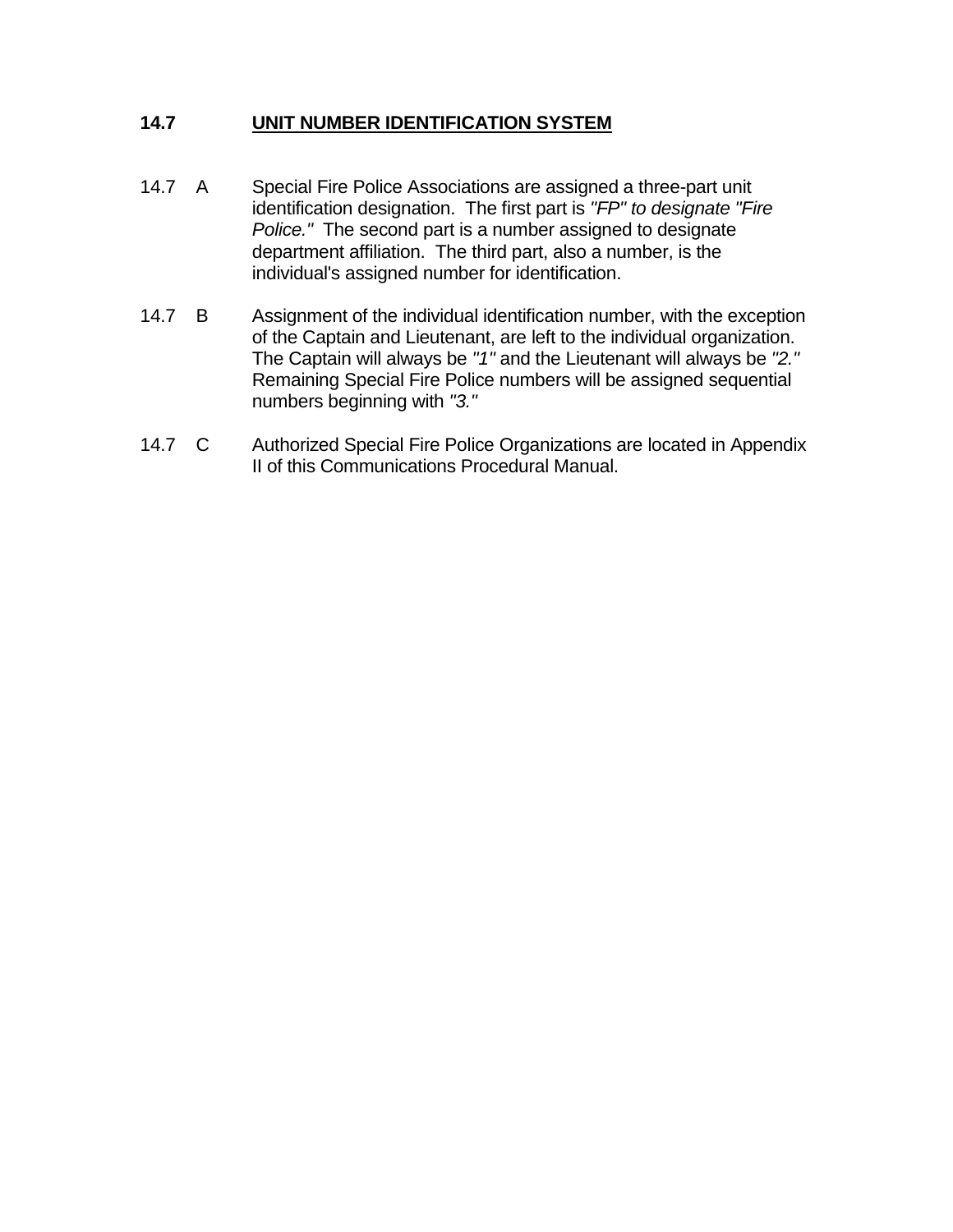## 14.7 UNIT NUMBER IDENTIFICATION SYSTEM

14.7 A Special Fire Police Associations are assigned a three-part unit identification designation. The first part is *"FP" to designate "Fire Police."* The second part is a number assigned to designate department affiliation. The third part, also a number, is the individual's assigned number for identification.

14.7 B Assignment of the individual identification number, with the exception of the Captain and Lieutenant, are left to the individual organization. The Captain will always be *"1"* and the Lieutenant will always be *"2."* Remaining Special Fire Police numbers will be assigned sequential numbers beginning with *"3."*

14.7 C Authorized Special Fire Police Organizations are located in Appendix II of this Communications Procedural Manual.